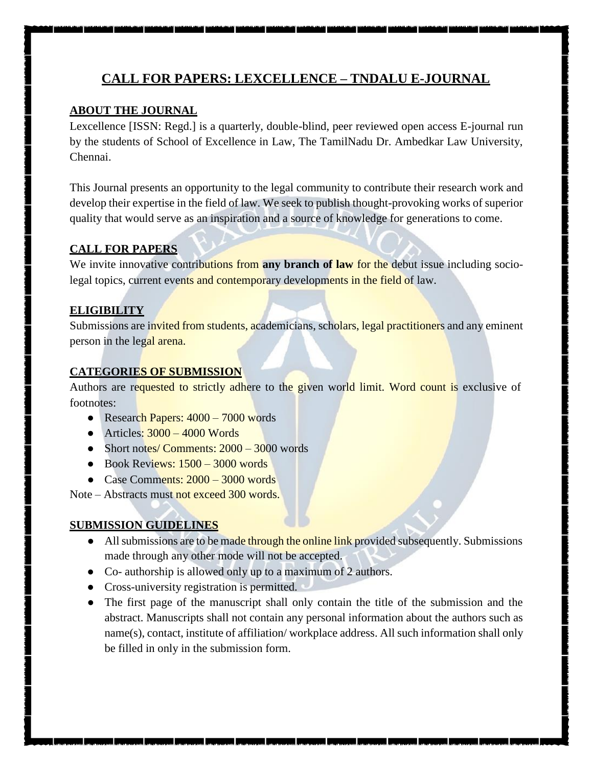# CALL FOR PAPERS: LEXCELLENCE – TNDALU E-JOURNAL

## ABOUT THE JOURNAL

Lexcellence [ISSN: Regd.] is a quarterly, double-blind, peer reviewed open access E-journal run by the students of School of Excellence in Law, The TamilNadu Dr. Ambedkar Law University, Chennai.

This Journal presents an opportunity to the legal community to contribute their research work and develop their expertise in the field of law. We seek to publish thought-provoking works of superior quality that would serve as an inspiration and a source of knowledge for generations to come.

## CALL FOR PAPERS

We invite innovative contributions from **any branch of law** for the debut issue including socio-legal topics, current events and contemporary developments in the field of law.

## ELIGIBILITY

Submissions are invited from students, academicians, scholars, legal practitioners and any eminent person in the legal arena.

## CATEGORIES OF SUBMISSION

Authors are requested to strictly adhere to the given world limit. Word count is exclusive of footnotes:

- Research Papers: 4000 – 7000 words
- Articles: 3000 – 4000 Words
- Short notes/ Comments: 2000 – 3000 words
- Book Reviews: 1500 – 3000 words
- Case Comments: 2000 – 3000 words

Note – Abstracts must not exceed 300 words.

## SUBMISSION GUIDELINES

- All submissions are to be made through the online link provided subsequently. Submissions made through any other mode will not be accepted.
- Co- authorship is allowed only up to a maximum of 2 authors.
- Cross-university registration is permitted.
- The first page of the manuscript shall only contain the title of the submission and the abstract. Manuscripts shall not contain any personal information about the authors such as name(s), contact, institute of affiliation/ workplace address. All such information shall only be filled in only in the submission form.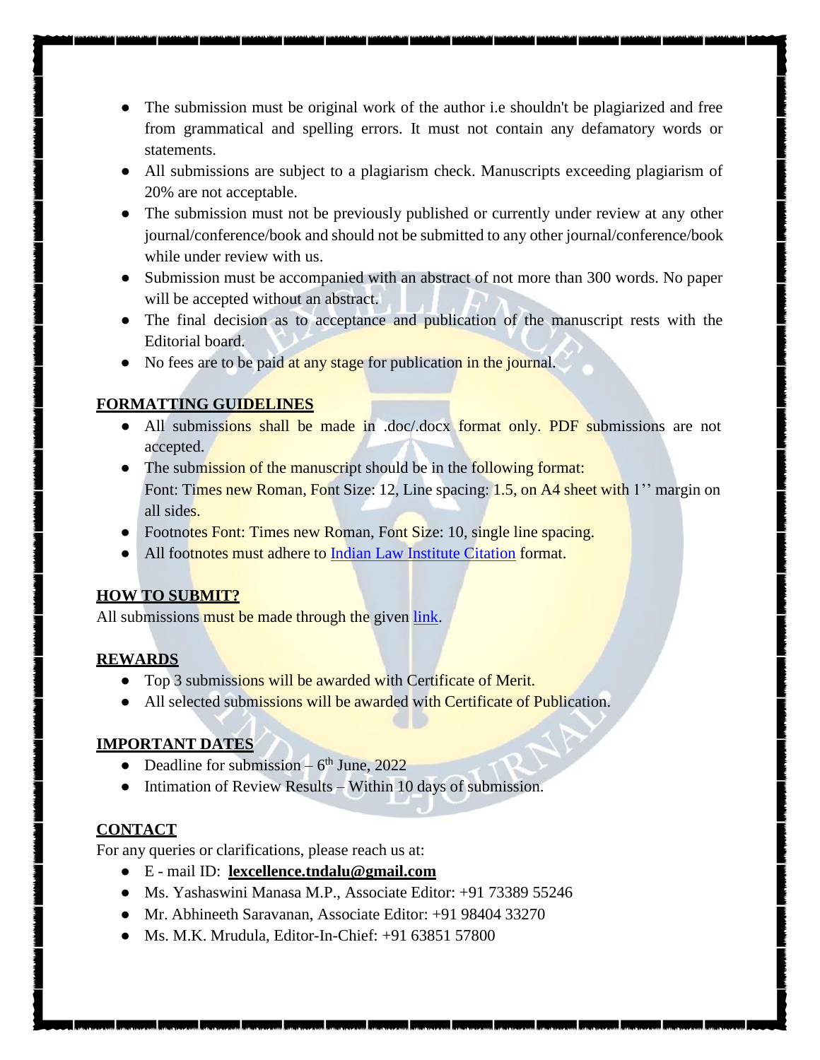- The submission must be original work of the author i.e shouldn't be plagiarized and free from grammatical and spelling errors. It must not contain any defamatory words or statements.
- All submissions are subject to a plagiarism check. Manuscripts exceeding plagiarism of 20% are not acceptable.
- The submission must not be previously published or currently under review at any other journal/conference/book and should not be submitted to any other journal/conference/book while under review with us.
- Submission must be accompanied with an abstract of not more than 300 words. No paper will be accepted without an abstract.
- The final decision as to acceptance and publication of the manuscript rests with the Editorial board.
- No fees are to be paid at any stage for publication in the journal.

## FORMATTING GUIDELINES

- All submissions shall be made in .doc/.docx format only. PDF submissions are not accepted.
- The submission of the manuscript should be in the following format:
  Font: Times new Roman, Font Size: 12, Line spacing: 1.5, on A4 sheet with 1'' margin on all sides.
- Footnotes Font: Times new Roman, Font Size: 10, single line spacing.
- All footnotes must adhere to Indian Law Institute Citation format.

## HOW TO SUBMIT?

All submissions must be made through the given link.

## REWARDS

- Top 3 submissions will be awarded with Certificate of Merit.
- All selected submissions will be awarded with Certificate of Publication.

## IMPORTANT DATES

- Deadline for submission – 6th June, 2022
- Intimation of Review Results – Within 10 days of submission.

## CONTACT

For any queries or clarifications, please reach us at:

- E - mail ID: **lexcellence.tndalu@gmail.com**
- Ms. Yashaswini Manasa M.P., Associate Editor: +91 73389 55246
- Mr. Abhineeth Saravanan, Associate Editor: +91 98404 33270
- Ms. M.K. Mrudula, Editor-In-Chief: +91 63851 57800